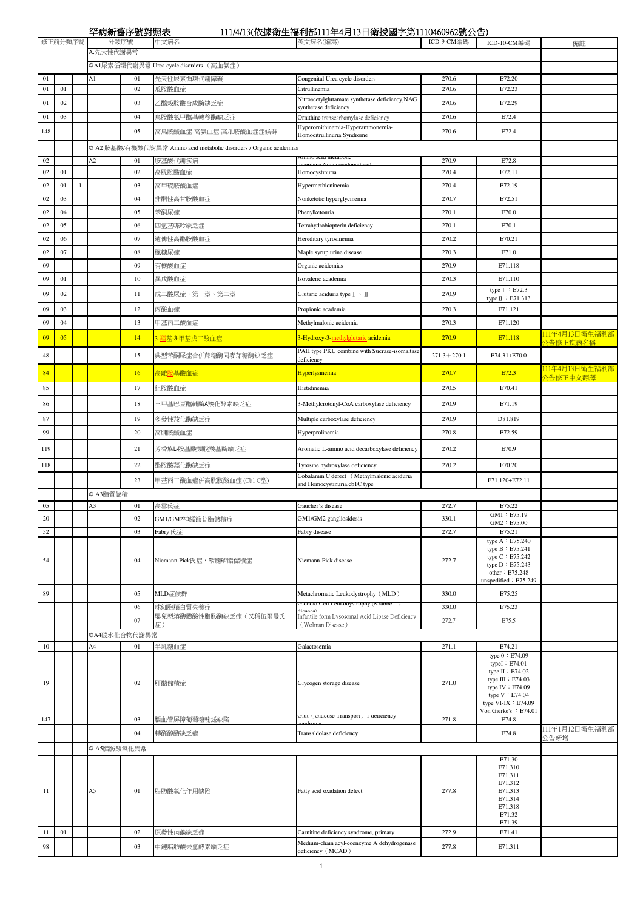# 罕病新舊序號對照表

111/4/13(依據衛生福利部111年4月13日衛授國字第1110460962號公告)

| 修正前分類序號 | | | 分類序號 | | 中文病名 | 英文病名(縮寫) | ICD-9-CM編碼 | ICD-10-CM編碼 | 備註 |
|---|---|---|---|---|---|---|---|---|---|
| | | | A.先天性代謝異常 | | | | | | |
| | | | ◎A1尿素循環代謝異常 Urea cycle disorders （高血氨症） | | | | | | |
| 01 | | | A1 | 01 | 先天性尿素循環代謝障礙 | Congenital Urea cycle disorders | 270.6 | E72.20 | |
| 01 | 01 | | | 02 | 瓜胺酸血症 | Citrullinemia | 270.6 | E72.23 | |
| 01 | 02 | | | 03 | 乙醯穀胺酸合成酶缺乏症 | Nitroacetylglutamate synthetase deficiency,NAG synthetase deficiency | 270.6 | E72.29 | |
| 01 | 03 | | | 04 | 鳥胺酸氨甲醯基轉移酶缺乏症 | Ornithine transcarbamylase deficiency | 270.6 | E72.4 | |
| 148 | | | | 05 | 高鳥胺酸血症-高氨血症-高瓜胺酸血症症候群 | Hyperornithinemia-Hyperammonemia-Homocitrullinuria Syndrome | 270.6 | E72.4 | |
| | | | ◎ A2 胺基酸/有機酸代謝異常 Amino acid metabolic disorders / Organic acidemias | | | | | | |
| 02 | | | A2 | 01 | 胺基酸代謝疾病 | Amino acid metabolic disorders (Aminoacidopathies) | 270.9 | E72.8 | |
| 02 | 01 | | | 02 | 高胱胺酸血症 | Homocystinuria | 270.4 | E72.11 | |
| 02 | 01 | 1 | | 03 | 高甲硫胺酸血症 | Hypermethioninemia | 270.4 | E72.19 | |
| 02 | 03 | | | 04 | 非酮性高甘胺酸血症 | Nonketotic hyperglycinemia | 270.7 | E72.51 | |
| 02 | 04 | | | 05 | 苯酮尿症 | Phenylketouria | 270.1 | E70.0 | |
| 02 | 05 | | | 06 | 四氫基喋呤缺乏症 | Tetrahydrobiopterin deficiency | 270.1 | E70.1 | |
| 02 | 06 | | | 07 | 遺傳性高酪胺酸血症 | Hereditary tyrosinemia | 270.2 | E70.21 | |
| 02 | 07 | | | 08 | 楓糖尿症 | Maple syrup urine disease | 270.3 | E71.0 | |
| 09 | | | | 09 | 有機酸血症 | Organic acidemias | 270.9 | E71.118 | |
| 09 | 01 | | | 10 | 異戊酸血症 | Isovaleric academia | 270.3 | E71.110 | |
| 09 | 02 | | | 11 | 戊二酸尿症，第一型、第二型 | Glutaric aciduria type Ⅰ、Ⅱ | 270.9 | type Ⅰ：E72.3<br>type Ⅱ：E71.313 | |
| 09 | 03 | | | 12 | 丙酸血症 | Propionic academia | 270.3 | E71.121 | |
| 09 | 04 | | | 13 | 甲基丙二酸血症 | Methylmalonic acidemia | 270.3 | E71.120 | |
| 09 | 05 | | | 14 | 3-經基-3-甲基戊二酸血症 | 3-Hydroxy-3-methylglutaric acidemia | 270.9 | E71.118 | 111年4月13日衛生福利部公告修正疾病名稱 |
| 48 | | | | 15 | 典型苯酮尿症合併蔗糖酶同麥芽糖酶缺乏症 | PAH type PKU combine with Sucrase-isomaltase deficiency | 271.3＋270.1 | E74.31+E70.0 | |
| 84 | | | | 16 | 高離胺基酸血症 | Hyperlysinemia | 270.7 | E72.3 | 111年4月13日衛生福利部公告修正中文翻譯 |
| 85 | | | | 17 | 組胺酸血症 | Histidinemia | 270.5 | E70.41 | |
| 86 | | | | 18 | 三甲基巴豆醯輔酶A羧化酵素缺乏症 | 3-Methylcrotonyl-CoA carboxylase deficiency | 270.9 | E71.19 | |
| 87 | | | | 19 | 多發性羧化酶缺乏症 | Multiple carboxylase deficiency | 270.9 | D81.819 | |
| 99 | | | | 20 | 高脯胺酸血症 | Hyperprolinemia | 270.8 | E72.59 | |
| 119 | | | | 21 | 芳香族L-胺基酸類脫羧基酶缺乏症 | Aromatic L-amino acid decarboxylase deficiency | 270.2 | E70.9 | |
| 118 | | | | 22 | 酪胺酸羥化酶缺乏症 | Tyrosine hydroxylase deficiency | 270.2 | E70.20 | |
| | | | | 23 | 甲基丙二酸血症併高胱胺酸血症 (Cbl C型) | Cobalamin C defect （Methylmalonic aciduria and Homocystinuria,cb1C type | | E71.120+E72.11 | |
| | | | ◎ A3脂質儲積 | | | | | | |
| 05 | | | A3 | 01 | 高雪氏症 | Gaucher's disease | 272.7 | E75.22 | |
| 20 | | | | 02 | GM1/GM2神經節苷脂儲積症 | GM1/GM2 gangliosidosis | 330.1 | GM1：E75.19<br>GM2：E75.00 | |
| 52 | | | | 03 | Fabry 氏症 | Fabry disease | 272.7 | E75.21 | |
| 54 | | | | 04 | Niemann-Pick氏症，鞘髓磷脂儲積症 | Niemann-Pick disease | 272.7 | type A：E75.240<br>type B：E75.241<br>type C：E75.242<br>type D：E75.243<br>other：E75.248<br>unspedified：E75.249 | |
| 89 | | | | 05 | MLD症候群 | Metachromatic Leukodystrophy（MLD） | 330.0 | E75.25 | |
| | | | | 06 | 球細胞腦白質失養症 | Globoid Cell Leukodystrophy (Krabbe 's disease) | 330.0 | E75.23 | |
| | | | | 07 | 嬰兒型溶酶體酸性脂肪酶缺乏症（又稱伍爾曼氏症） | Infantile form Lysosomal Acid Lipase Deficiency（Wolman Disease） | 272.7 | E75.5 | |
| | | | ◎A4碳水化合物代謝異常 | | | | | | |
| 10 | | | A4 | 01 | 半乳糖血症 | Galactosemia | 271.1 | E74.21 | |
| 19 | | | | 02 | 肝醣儲積症 | Glycogen storage disease | 271.0 | type 0：E74.09<br>typeⅠ：E74.01<br>type Ⅱ：E74.02<br>type Ⅲ：E74.03<br>type Ⅳ：E74.09<br>type Ⅴ：E74.04<br>type Ⅵ-Ⅸ：E74.09<br>Von Gierke's ：E74.01 | |
| 147 | | | | 03 | 腦血管屏障葡萄糖輸送缺陷 | Glut（Glucose Transport）1 deficiency syndrome | 271.8 | E74.8 | |
| | | | | 04 | 轉醛醇酶缺乏症 | Transaldolase deficiency | | E74.8 | 111年1月12日衛生福利部公告新增 |
| | | | ◎ A5脂肪酸氧化異常 | | | | | | |
| 11 | | | A5 | 01 | 脂肪酸氧化作用缺陷 | Fatty acid oxidation defect | 277.8 | E71.30<br>E71.310<br>E71.311<br>E71.312<br>E71.313<br>E71.314<br>E71.318<br>E71.32<br>E71.39 | |
| 11 | 01 | | | 02 | 原發性肉鹼缺乏症 | Carnitine deficiency syndrome, primary | 272.9 | E71.41 | |
| 98 | | | | 03 | 中鏈脂肪酸去氫酵素缺乏症 | Medium-chain acyl-coenzyme A dehydrogenase deficiency（MCAD） | 277.8 | E71.311 | |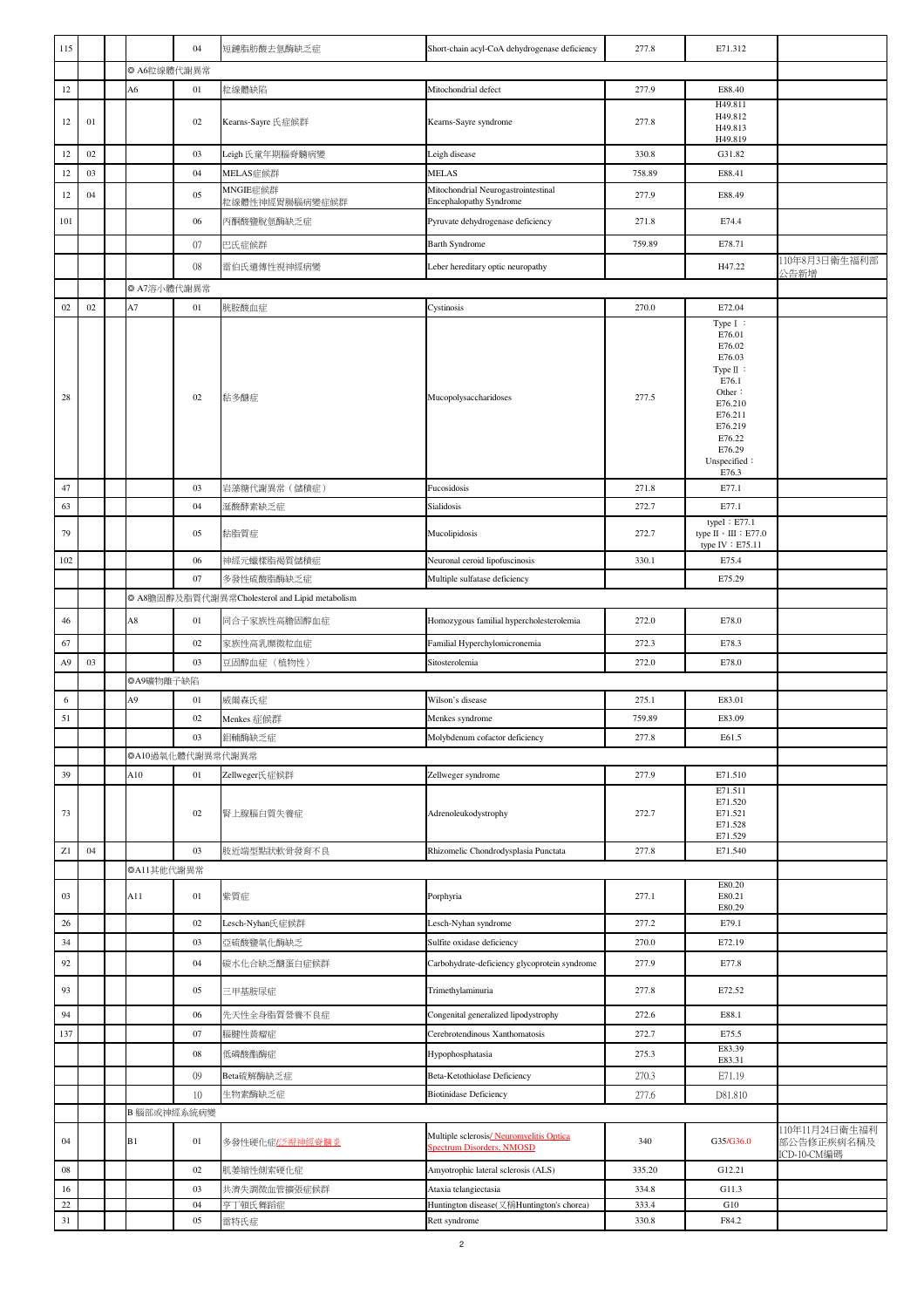| 115 | | | 04 | 短鏈脂肪酸去氫酶缺乏症 | Short-chain acyl-CoA dehydrogenase deficiency | 277.8 | E71.312 | |
|---|---|---|---|---|---|---|---|---|
| | | ◎ A6粒線體代謝異常 | | | | | | |
| 12 | | A6 | 01 | 粒線體缺陷 | Mitochondrial defect | 277.9 | E88.40 | |
| 12 | 01 | | 02 | Kearns-Sayre 氏症候群 | Kearns-Sayre syndrome | 277.8 | H49.811<br>H49.812<br>H49.813<br>H49.819 | |
| 12 | 02 | | 03 | Leigh 氏童年期腦脊髓病變 | Leigh disease | 330.8 | G31.82 | |
| 12 | 03 | | 04 | MELAS症候群 | MELAS | 758.89 | E88.41 | |
| 12 | 04 | | 05 | MNGIE症候群<br>粒線體性神經胃腸腦病變症候群 | Mitochondrial Neurogastrointestinal Encephalopathy Syndrome | 277.9 | E88.49 | |
| 101 | | | 06 | 丙酮酸鹽脫氫酶缺乏症 | Pyruvate dehydrogenase deficiency | 271.8 | E74.4 | |
| | | | 07 | 巴氏症候群 | Barth Syndrome | 759.89 | E78.71 | |
| | | | 08 | 雷伯氏遺傳性視神經病變 | Leber hereditary optic neuropathy | | H47.22 | 110年8月3日衛生福利部公告新增 |
| | | ◎ A7溶小體代謝異常 | | | | | | |
| 02 | 02 | A7 | 01 | 胱胺酸血症 | Cystinosis | 270.0 | E72.04 | |
| 28 | | | 02 | 黏多醣症 | Mucopolysaccharidoses | 277.5 | TypeⅠ：<br>E76.01<br>E76.02<br>E76.03<br>TypeⅡ：<br>E76.1<br>Other：<br>E76.210<br>E76.211<br>E76.219<br>E76.22<br>E76.29<br>Unspecified：<br>E76.3 | |
| 47 | | | 03 | 岩藻醣代謝異常（儲積症） | Fucosidosis | 271.8 | E77.1 | |
| 63 | | | 04 | 涎酸酵素缺乏症 | Sialidosis | 272.7 | E77.1 | |
| 79 | | | 05 | 黏脂質症 | Mucolipidosis | 272.7 | typeI：E77.1<br>typeⅡ、Ⅲ：E77.0<br>typeⅣ：E75.11 | |
| 102 | | | 06 | 神經元蠟樣脂褐質儲積症 | Neuronal ceroid lipofuscinosis | 330.1 | E75.4 | |
| | | | 07 | 多發性硫酸酯酶缺乏症 | Multiple sulfatase deficiency | | E75.29 | |
| | | ◎ A8膽固醇及脂質代謝異常Cholesterol and Lipid metabolism | | | | | | |
| 46 | | A8 | 01 | 同合子家族性高膽固醇血症 | Homozygous familial hypercholesterolemia | 272.0 | E78.0 | |
| 67 | | | 02 | 家族性高乳糜微粒血症 | Familial Hyperchylomicronemia | 272.3 | E78.3 | |
| A9 | 03 | | 03 | 豆固醇血症（植物性） | Sitosterolemia | 272.0 | E78.0 | |
| | | ◎A9礦物離子缺陷 | | | | | | |
| 6 | | A9 | 01 | 威爾森氏症 | Wilson's disease | 275.1 | E83.01 | |
| 51 | | | 02 | Menkes 症候群 | Menkes syndrome | 759.89 | E83.09 | |
| | | | 03 | 鉬輔酶缺乏症 | Molybdenum cofactor deficiency | 277.8 | E61.5 | |
| | | ◎A10過氧化體代謝異常代謝異常 | | | | | | |
| 39 | | A10 | 01 | Zellweger氏症候群 | Zellweger syndrome | 277.9 | E71.510 | |
| 73 | | | 02 | 腎上腺腦白質失養症 | Adrenoleukodystrophy | 272.7 | E71.511<br>E71.520<br>E71.521<br>E71.528<br>E71.529 | |
| Z1 | 04 | | 03 | 肢近端型點狀軟骨發育不良 | Rhizomelic Chondrodysplasia Punctata | 277.8 | E71.540 | |
| | | ◎A11其他代謝異常 | | | | | | |
| 03 | | A11 | 01 | 紫質症 | Porphyria | 277.1 | E80.20<br>E80.21<br>E80.29 | |
| 26 | | | 02 | Lesch-Nyhan氏症候群 | Lesch-Nyhan syndrome | 277.2 | E79.1 | |
| 34 | | | 03 | 亞硫酸鹽氧化酶缺乏 | Sulfite oxidase deficiency | 270.0 | E72.19 | |
| 92 | | | 04 | 碳水化合缺乏醣蛋白症候群 | Carbohydrate-deficiency glycoprotein syndrome | 277.9 | E77.8 | |
| 93 | | | 05 | 三甲基胺尿症 | Trimethylaminuria | 277.8 | E72.52 | |
| 94 | | | 06 | 先天性全身脂質營養不良症 | Congenital generalized lipodystrophy | 272.6 | E88.1 | |
| 137 | | | 07 | 腦腱性黃瘤症 | Cerebrotendinous Xanthomatosis | 272.7 | E75.5 | |
| | | | 08 | 低磷酸酯酶症 | Hypophosphatasia | 275.3 | E83.39<br>E83.31 | |
| | | | 09 | Beta硫解酶缺乏症 | Beta-Ketothiolase Deficiency | 270.3 | E71.19 | |
| | | | 10 | 生物素酶缺乏症 | Biotinidase Deficiency | 277.6 | D81.810 | |
| | | B 腦部或神經系統病變 | | | | | | |
| 04 | | B1 | 01 | 多發性硬化症/泛視神經脊髓炎 | Multiple sclerosis/ Neuromyelitis Optica Spectrum Disorders, NMOSD | 340 | G35/G36.0 | 110年11月24日衛生福利部公告修正疾病名稱及ICD-10-CM編碼 |
| 08 | | | 02 | 肌萎縮側索硬化症 | Amyotrophic lateral sclerosis (ALS) | 335.20 | G12.21 | |
| 16 | | | 03 | 共濟失調微血管擴張症候群 | Ataxia telangiectasia | 334.8 | G11.3 | |
| 22 | | | 04 | 亨丁頓氏舞蹈症 | Huntington disease(又稱Huntington's chorea) | 333.4 | G10 | |
| 31 | | | 05 | 雷特氏症 | Rett syndrome | 330.8 | F84.2 | |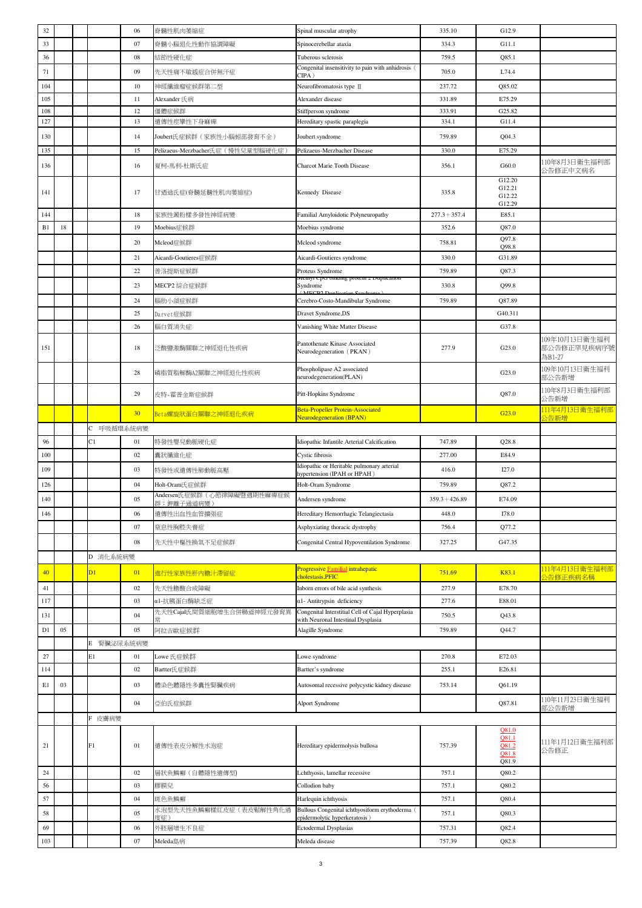| | | | | | | | | | |
|---|---|---|---|---|---|---|---|---|---|
| 32 | | | | 06 | 脊髓性肌肉萎縮症 | Spinal muscular atrophy | 335.10 | G12.9 | |
| 33 | | | | 07 | 脊髓小腦退化性動作協調障礙 | Spinocerebellar ataxia | 334.3 | G11.1 | |
| 36 | | | | 08 | 結節性硬化症 | Tuberous sclerosis | 759.5 | Q85.1 | |
| 71 | | | | 09 | 先天性痛不敏感症合併無汗症 | Congenital insensitivity to pain with anhidrosis（CIPA） | 705.0 | L74.4 | |
| 104 | | | | 10 | 神經纖維瘤症候群第二型 | Neurofibromatosis type Ⅱ | 237.72 | Q85.02 | |
| 105 | | | | 11 | Alexander 氏病 | Alexander disease | 331.89 | E75.29 | |
| 108 | | | | 12 | 僵體症候群 | Stiffperson syndrome | 333.91 | G25.82 | |
| 127 | | | | 13 | 遺傳性痉攣性下身麻痺 | Hereditary spastic paraplegia | 334.1 | G11.4 | |
| 130 | | | | 14 | Joubert氏症候群（家族性小腦蚓部發育不全） | Joubert syndrome | 759.89 | Q04.3 | |
| 135 | | | | 15 | Pelizaeus-Merzbacher氏症（慢性兒童型腦硬化症） | Pelizaeus-Merzbacher Disease | 330.0 | E75.29 | |
| 136 | | | | 16 | 夏柯-馬利-杜斯氏症 | Charcot Marie Tooth Disease | 356.1 | G60.0 | 110年8月3日衛生福利部公告修正中文病名 |
| 141 | | | | 17 | 甘迺迪氏症(脊髓延髓性肌肉萎縮症) | Kennedy Disease | 335.8 | G12.20 G12.21 G12.22 G12.29 | |
| 144 | | | | 18 | 家族性澱粉樣多發性神經病變 | Familial Amyloidotic Polyneuropathy | 277.3＋357.4 | E85.1 | |
| B1 | 18 | | | 19 | Moebius症候群 | Moebius syndrome | 352.6 | Q87.0 | |
| | | | | 20 | Mcleod症候群 | Mcleod syndrome | 758.81 | Q97.8 Q98.8 | |
| | | | | 21 | Aicardi-Goutieres症候群 | Aicardi-Goutieres syndrome | 330.0 | G31.89 | |
| | | | | 22 | 普洛提斯症候群 | Proteus Syndrome | 759.89 | Q87.3 | |
| | | | | 23 | MECP2 綜合症候群 | Methyl CpG binding protein 2 Duplication Syndrome（MECP2 Duplication Syndrome） | 330.8 | Q99.8 | |
| | | | | 24 | 腦肋小頜症候群 | Cerebro-Costo-Mandibular Syndrome | 759.89 | Q87.89 | |
| | | | | 25 | Darvet症候群 | Dravet Syndrome,DS | | G40.311 | |
| | | | | 26 | 腦白質消失症 | Vanishing White Matter Disease | | G37.8 | |
| 151 | | | | 18 | 泛酸鹽激酶關聯之神經退化性疾病 | Pantothenate Kinase Associated Neurodegeneration（PKAN） | 277.9 | G23.0 | 109年10月13日衛生福利部公告修正罕見疾病序號為B1-27 |
| | | | | 28 | 磷脂質脂解酶A2關聯之神經退化性疾病 | Phospholipase A2 associated neurodegeneration(PLAN) | | G23.0 | 109年10月13日衛生福利部公告新增 |
| | | | | 29 | 皮特-霍普金斯症候群 | Pitt-Hopkins Syndrome | | Q87.0 | 110年8月3日衛生福利部公告新增 |
| | | | | 30 | Beta螺旋狀蛋白關聯之神經退化疾病 | Beta-Propeller Protein-Associated Neurodegeneration (BPAN) | | G23.0 | 111年4月13日衛生福利部公告新增 |
| | | | C 呼吸循環系統病變 | | | | | | |
| 96 | | | C1 | 01 | 特發性嬰兒動脈硬化症 | Idiopathic Infantile Arterial Calcification | 747.89 | Q28.8 | |
| 100 | | | | 02 | 囊狀纖維化症 | Cystic fibrosis | 277.00 | E84.9 | |
| 109 | | | | 03 | 特發性或遺傳性肺動脈高壓 | Idiopathic or Heritable pulmonary arterial hypertension (IPAH or HPAH) | 416.0 | I27.0 | |
| 126 | | | | 04 | Holt-Oram氏症候群 | Holt-Oram Syndrome | 759.89 | Q87.2 | |
| 140 | | | | 05 | Andersen氏症候群（心節律障礙暨週期性麻痺症候群；鉀離子通道病變） | Andersen syndrome | 359.3＋426.89 | E74.09 | |
| 146 | | | | 06 | 遺傳性出血性血管擴張症 | Hereditary Hemorrhagic Telangiectasia | 448.0 | I78.0 | |
| | | | | 07 | 窒息性胸腔失養症 | Asphyxiating thoracic dystrophy | 756.4 | Q77.2 | |
| | | | | 08 | 先天性中樞性換氣不足症候群 | Congenital Central Hypoventilation Syndrome | 327.25 | G47.35 | |
| | | | D 消化系統病變 | | | | | | |
| 40 | | | D1 | 01 | 進行性家族性肝內膽汁滯留症 | Progressive Familial intrahepatic cholestasis,PFIC | 751.69 | K83.1 | 111年4月13日衛生福利部公告修正疾病名稱 |
| 41 | | | | 02 | 先天性膽酸合成障礙 | Inborn errors of bile acid synthesis | 277.9 | E78.70 | |
| 117 | | | | 03 | α1-抗胰蛋白酶缺乏症 | α1- Antitrypsin deficiency | 277.6 | E88.01 | |
| 131 | | | | 04 | 先天性Cajal氏間質細胞增生合併腸道神經元發育異常 | Congenital Interstitial Cell of Cajal Hyperplasia with Neuronal Intestinal Dysplasia | 750.5 | Q43.8 | |
| D1 | 05 | | | 05 | 阿拉吉歐症候群 | Alagille Syndrome | 759.89 | Q44.7 | |
| | | | E 腎臟泌尿系統病變 | | | | | | |
| 27 | | | E1 | 01 | Lowe 氏症候群 | Lowe syndrome | 270.8 | E72.03 | |
| 114 | | | | 02 | Bartter氏症候群 | Bartter's syndrome | 255.1 | E26.81 | |
| E1 | 03 | | | 03 | 體染色體隱性多囊性腎臟疾病 | Autosomal recessive polycystic kidney disease | 753.14 | Q61.19 | |
| | | | | 04 | 亞伯氏症候群 | Alport Syndrome | | Q87.81 | 110年11月23日衛生福利部公告新增 |
| | | | F 皮膚病變 | | | | | | |
| 21 | | | F1 | 01 | 遺傳性表皮分解性水泡症 | Hereditary epidermolysis bullosa | 757.39 | Q81.0 Q81.1 Q81.2 Q81.8 Q81.9 | 111年1月12日衛生福利部公告修正 |
| 24 | | | | 02 | 層狀魚鱗癬（自體隱性遺傳型) | Lchthyosis, lamellar recessive | 757.1 | Q80.2 | |
| 56 | | | | 03 | 膠膜兒 | Collodion baby | 757.1 | Q80.2 | |
| 57 | | | | 04 | 斑色魚鱗癬 | Harlequin ichthyosis | 757.1 | Q80.4 | |
| 58 | | | | 05 | 水泡型先天性魚鱗癬樣紅皮症（表皮鬆解性角化過度症） | Bullous Congenital ichthyosiform erythoderma（epidermolytic hyperkeratosis） | 757.1 | Q80.3 | |
| 69 | | | | 06 | 外胚層增生不良症 | Ectodermal Dysplasias | 757.31 | Q82.4 | |
| 103 | | | | 07 | Meleda島病 | Meleda disease | 757.39 | Q82.8 | |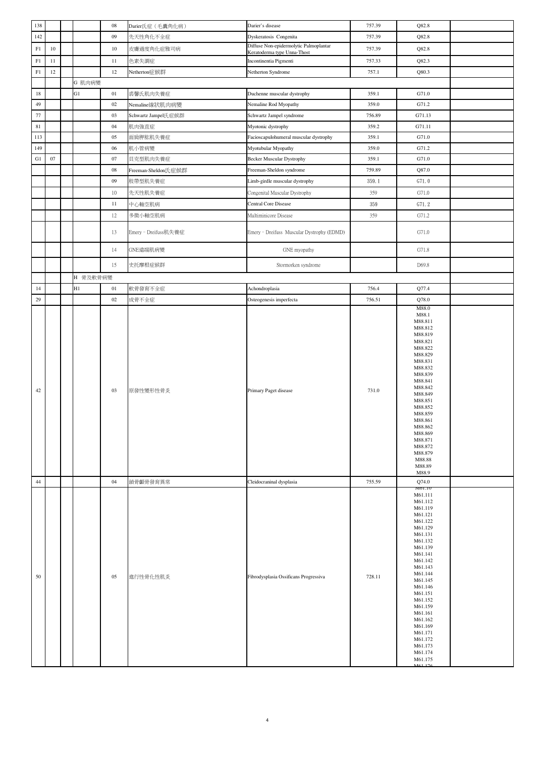| | | | | | | | | | |
|---|---|---|---|---|---|---|---|---|---|
| 138 | | | | 08 | Darier氏症（毛囊角化病） | Darier's disease | 757.39 | Q82.8 | |
| 142 | | | | 09 | 先天性角化不全症 | Dyskeratosis Congenita | 757.39 | Q82.8 | |
| F1 | 10 | | | 10 | 皮膚過度角化症雅司病 | Diffuse Non-epidermolytic Palmoplantar Keratoderma type Unna-Thost | 757.39 | Q82.8 | |
| F1 | 11 | | | 11 | 色素失調症 | Incontinentia Pigmenti | 757.33 | Q82.3 | |
| F1 | 12 | | | 12 | Netherton症候群 | Netherton Syndrome | 757.1 | Q80.3 | |
| | | | G 肌肉病變 | | | | | | |
| 18 | | | G1 | 01 | 裘馨氏肌肉失養症 | Duchenne muscular dystrophy | 359.1 | G71.0 | |
| 49 | | | | 02 | Nemaline線狀肌肉病變 | Nemaline Rod Myopathy | 359.0 | G71.2 | |
| 77 | | | | 03 | Schwartz Jampel氏症候群 | Schwartz Jampel syndrome | 756.89 | G71.13 | |
| 81 | | | | 04 | 肌肉強直症 | Myotonic dystrophy | 359.2 | G71.11 | |
| 113 | | | | 05 | 面肩胛肱肌失養症 | Facioscapulohumeral muscular dystrophy | 359.1 | G71.0 | |
| 149 | | | | 06 | 肌小管病變 | Myotubular Myopathy | 359.0 | G71.2 | |
| G1 | 07 | | | 07 | 貝克型肌肉失養症 | Becker Muscular Dystrophy | 359.1 | G71.0 | |
| | | | | 08 | Freeman-Sheldon氏症候群 | Freeman-Sheldon syndrome | 759.89 | Q87.0 | |
| | | | | 09 | 肢帶型肌失養症 | Limb-girdle muscular dystrophy | 359.1 | G71.0 | |
| | | | | 10 | 先天性肌失養症 | Congenital Muscular Dystrophy | 359 | G71.0 | |
| | | | | 11 | 中心軸空肌病 | Central Core Disease | 359 | G71.2 | |
| | | | | 12 | 多微小軸空肌病 | Multiminicore Disease | 359 | G71.2 | |
| | | | | 13 | Emery－Dreifuss肌失養症 | Emery－Dreifuss Muscular Dystrophy (EDMD) | | G71.0 | |
| | | | | 14 | GNE遠端肌病變 | GNE myopathy | | G71.8 | |
| | | | | 15 | 史托摩根症候群 | Stormorken syndrome | | D69.8 | |
| | | | H 骨及軟骨病變 | | | | | | |
| 14 | | | H1 | 01 | 軟骨發育不全症 | Achondroplasia | 756.4 | Q77.4 | |
| 29 | | | | 02 | 成骨不全症 | Osteogenesis imperfecta | 756.51 | Q78.0 | |
| 42 | | | | 03 | 原發性變形性骨炎 | Primary Paget disease | 731.0 | M88.0 M88.1 M88.811 M88.812 M88.819 M88.821 M88.822 M88.829 M88.831 M88.832 M88.839 M88.841 M88.842 M88.849 M88.851 M88.852 M88.859 M88.861 M88.862 M88.869 M88.871 M88.872 M88.879 M88.88 M88.89 M88.9 | |
| 44 | | | | 04 | 鎖骨顱骨發育異常 | Cleidocraninal dysplasia | 755.59 | Q74.0 | |
| 50 | | | | 05 | 進行性骨化性肌炎 | Fibrodysplasia Ossificans Progressiva | 728.11 | M61.10 M61.111 M61.112 M61.119 M61.121 M61.122 M61.129 M61.131 M61.132 M61.139 M61.141 M61.142 M61.143 M61.144 M61.145 M61.146 M61.151 M61.152 M61.159 M61.161 M61.162 M61.169 M61.171 M61.172 M61.173 M61.174 M61.175 M61.176 | |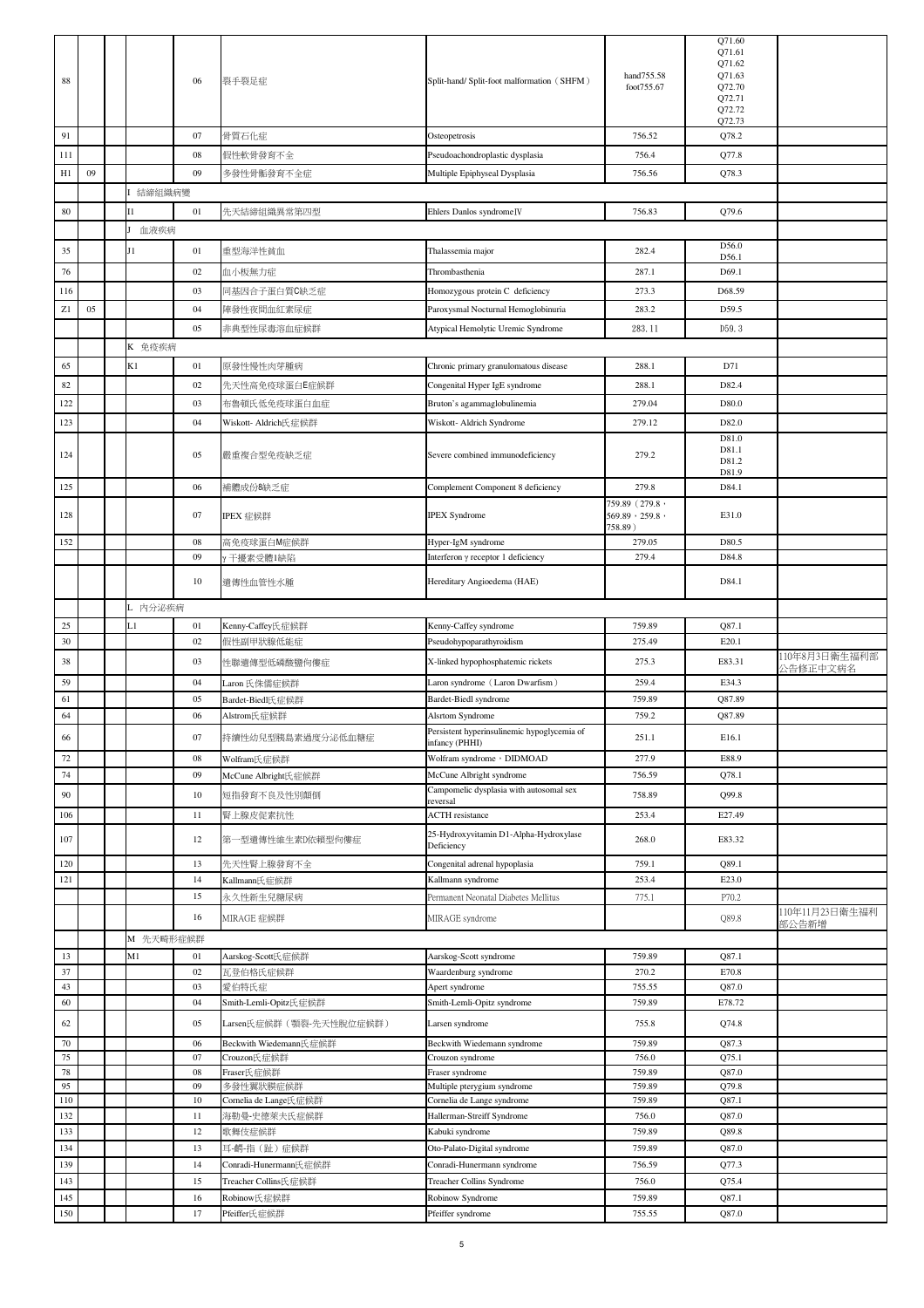| | | | | | | | | | |
|---|---|---|---|---|---|---|---|---|---|
| 88 | | | | 06 | 裂手裂足症 | Split-hand/ Split-foot malformation（SHFM） | hand755.58 foot755.67 | Q71.60 Q71.61 Q71.62 Q71.63 Q72.70 Q72.71 Q72.72 Q72.73 | |
| 91 | | | | 07 | 骨質石化症 | Osteopetrosis | 756.52 | Q78.2 | |
| 111 | | | | 08 | 假性軟骨發育不全 | Pseudoachondroplastic dysplasia | 756.4 | Q77.8 | |
| H1 | 09 | | | 09 | 多發性骨骺發育不全症 | Multiple Epiphyseal Dysplasia | 756.56 | Q78.3 | |
| | | | I 結締組織病變 | | | | | | |
| 80 | | | I1 | 01 | 先天結締組織異常第四型 | Ehlers Danlos syndromeⅣ | 756.83 | Q79.6 | |
| | | | J 血液疾病 | | | | | | |
| 35 | | | J1 | 01 | 重型海洋性貧血 | Thalassemia major | 282.4 | D56.0 D56.1 | |
| 76 | | | | 02 | 血小板無力症 | Thrombasthenia | 287.1 | D69.1 | |
| 116 | | | | 03 | 同基因合子蛋白質C缺乏症 | Homozygous protein C deficiency | 273.3 | D68.59 | |
| Z1 | 05 | | | 04 | 陣發性夜間血紅素尿症 | Paroxysmal Nocturnal Hemoglobinuria | 283.2 | D59.5 | |
| | | | | 05 | 非典型性尿毒溶血症候群 | Atypical Hemolytic Uremic Syndrome | 283. 11 | D59. 3 | |
| | | | K 免疫疾病 | | | | | | |
| 65 | | | K1 | 01 | 原發性慢性肉芽腫病 | Chronic primary granulomatous disease | 288.1 | D71 | |
| 82 | | | | 02 | 先天性高免疫球蛋白E症候群 | Congenital Hyper IgE syndrome | 288.1 | D82.4 | |
| 122 | | | | 03 | 布魯頓氏低免疫球蛋白血症 | Bruton's agammaglobulinemia | 279.04 | D80.0 | |
| 123 | | | | 04 | Wiskott- Aldrich氏症候群 | Wiskott- Aldrich Syndrome | 279.12 | D82.0 | |
| 124 | | | | 05 | 嚴重複合型免疫缺乏症 | Severe combined immunodeficiency | 279.2 | D81.0 D81.1 D81.2 D81.9 | |
| 125 | | | | 06 | 補體成份8缺乏症 | Complement Component 8 deficiency | 279.8 | D84.1 | |
| 128 | | | | 07 | IPEX 症候群 | IPEX Syndrome | 759.89（279.8，569.89，259.8，758.89） | E31.0 | |
| 152 | | | | 08 | 高免疫球蛋白M症候群 | Hyper-IgM syndrome | 279.05 | D80.5 | |
| | | | | 09 | γ 干擾素受體1缺陷 | Interferon γ receptor 1 deficiency | 279.4 | D84.8 | |
| | | | | 10 | 遺傳性血管性水腫 | Hereditary Angioedema (HAE) | | D84.1 | |
| | | | L 內分泌疾病 | | | | | | |
| 25 | | | L1 | 01 | Kenny-Caffey氏症候群 | Kenny-Caffey syndrome | 759.89 | Q87.1 | |
| 30 | | | | 02 | 假性副甲狀腺低能症 | Pseudohypoparathyroidism | 275.49 | E20.1 | |
| 38 | | | | 03 | 性聯遺傳型低磷酸鹽佝僂症 | X-linked hypophosphatemic rickets | 275.3 | E83.31 | 110年8月3日衛生福利部公告修正中文病名 |
| 59 | | | | 04 | Laron 氏侏儒症候群 | Laron syndrome（Laron Dwarfism） | 259.4 | E34.3 | |
| 61 | | | | 05 | Bardet-Biedl氏症候群 | Bardet-Biedl syndrome | 759.89 | Q87.89 | |
| 64 | | | | 06 | Alstrom氏症候群 | Alsrtom Syndrome | 759.2 | Q87.89 | |
| 66 | | | | 07 | 持續性幼兒型胰島素過度分泌低血糖症 | Persistent hyperinsulinemic hypoglycemia of infancy (PHHI) | 251.1 | E16.1 | |
| 72 | | | | 08 | Wolfram氏症候群 | Wolfram syndrome，DIDMOAD | 277.9 | E88.9 | |
| 74 | | | | 09 | McCune Albright氏症候群 | McCune Albright syndrome | 756.59 | Q78.1 | |
| 90 | | | | 10 | 短指發育不良及性別顛倒 | Campomelic dysplasia with autosomal sex reversal | 758.89 | Q99.8 | |
| 106 | | | | 11 | 腎上腺皮促素抗性 | ACTH resistance | 253.4 | E27.49 | |
| 107 | | | | 12 | 第一型遺傳性維生素D依賴型佝僂症 | 25-Hydroxyvitamin D1-Alpha-Hydroxylase Deficiency | 268.0 | E83.32 | |
| 120 | | | | 13 | 先天性腎上腺發育不全 | Congenital adrenal hypoplasia | 759.1 | Q89.1 | |
| 121 | | | | 14 | Kallmann氏症候群 | Kallmann syndrome | 253.4 | E23.0 | |
| | | | | 15 | 永久性新生兒糖尿病 | Permanent Neonatal Diabetes Mellitus | 775.1 | P70.2 | |
| | | | | 16 | MIRAGE 症候群 | MIRAGE syndrome | | Q89.8 | 110年11月23日衛生福利部公告新增 |
| | | | M 先天畸形症候群 | | | | | | |
| 13 | | | M1 | 01 | Aarskog-Scott氏症候群 | Aarskog-Scott syndrome | 759.89 | Q87.1 | |
| 37 | | | | 02 | 瓦登伯格氏症候群 | Waardenburg syndrome | 270.2 | E70.8 | |
| 43 | | | | 03 | 愛伯特氏症 | Apert syndrome | 755.55 | Q87.0 | |
| 60 | | | | 04 | Smith-Lemli-Opitz氏症候群 | Smith-Lemli-Opitz syndrome | 759.89 | E78.72 | |
| 62 | | | | 05 | Larsen氏症候群（顎裂-先天性脫位症候群） | Larsen syndrome | 755.8 | Q74.8 | |
| 70 | | | | 06 | Beckwith Wiedemann氏症候群 | Beckwith Wiedemann syndrome | 759.89 | Q87.3 | |
| 75 | | | | 07 | Crouzon氏症候群 | Crouzon syndrome | 756.0 | Q75.1 | |
| 78 | | | | 08 | Fraser氏症候群 | Fraser syndrome | 759.89 | Q87.0 | |
| 95 | | | | 09 | 多發性翼狀膜症候群 | Multiple pterygium syndrome | 759.89 | Q79.8 | |
| 110 | | | | 10 | Cornelia de Lange氏症候群 | Cornelia de Lange syndrome | 759.89 | Q87.1 | |
| 132 | | | | 11 | 海勒曼-史德萊夫氏症候群 | Hallerman-Streiff Syndrome | 756.0 | Q87.0 | |
| 133 | | | | 12 | 歌舞伎症候群 | Kabuki syndrome | 759.89 | Q89.8 | |
| 134 | | | | 13 | 耳-顎-指（趾）症候群 | Oto-Palato-Digital syndrome | 759.89 | Q87.0 | |
| 139 | | | | 14 | Conradi-Hunermann氏症候群 | Conradi-Hunermann syndrome | 756.59 | Q77.3 | |
| 143 | | | | 15 | Treacher Collins氏症候群 | Treacher Collins Syndrome | 756.0 | Q75.4 | |
| 145 | | | | 16 | Robinow氏症候群 | Robinow Syndrome | 759.89 | Q87.1 | |
| 150 | | | | 17 | Pfeiffer氏症候群 | Pfeiffer syndrome | 755.55 | Q87.0 | |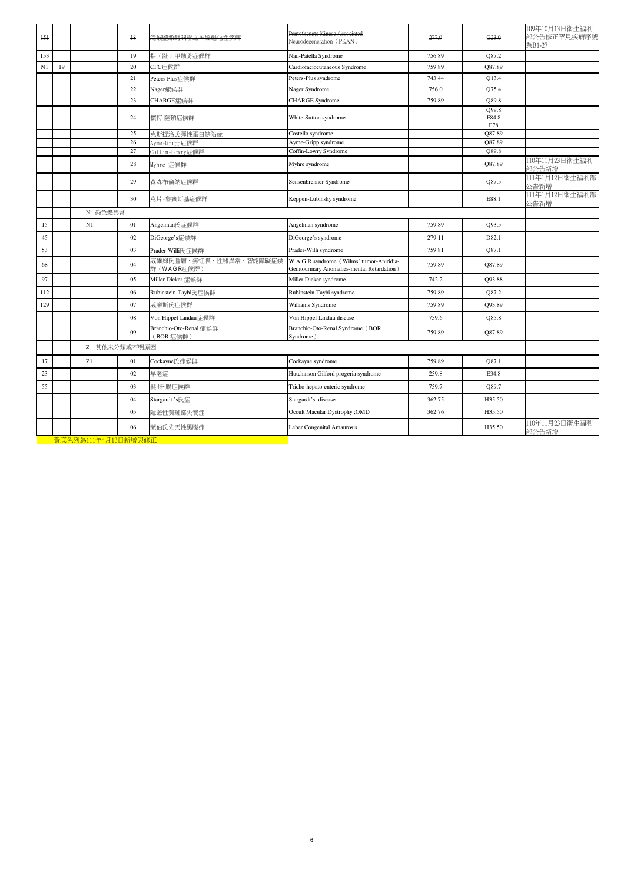| | | | | | | | | | |
|---|---|---|---|---|---|---|---|---|---|
| ~~151~~ | | | | ~~18~~ | ~~泛酸鹽激酶關聯之神經退化性疾病~~ | ~~Pantothenate Kinase Associated Neurodegeneration（PKAN）~~ | ~~277.9~~ | ~~G23.0~~ | 109年10月13日衛生福利部公告修正罕見疾病序號為B1-27 |
| 153 | | | | 19 | 指（趾）甲髕骨症候群 | Nail-Patella Syndrome | 756.89 | Q87.2 | |
| N1 | 19 | | | 20 | CFC症候群 | Cardiofaciocutaneous Syndrome | 759.89 | Q87.89 | |
| | | | | 21 | Peters-Plus症候群 | Peters-Plus syndrome | 743.44 | Q13.4 | |
| | | | | 22 | Nager症候群 | Nager Syndrome | 756.0 | Q75.4 | |
| | | | | 23 | CHARGE症候群 | CHARGE Syndrome | 759.89 | Q89.8 | |
| | | | | 24 | 懷特-薩頓症候群 | White-Sutton syndrome | | Q99.8 F84.8 F78 | |
| | | | | 25 | 克斯提洛氏彈性蛋白缺陷症 | Costello syndrome | | Q87.89 | |
| | | | | 26 | Ayme-Gripp症候群 | Ayme-Gripp syndrome | | Q87.89 | |
| | | | | 27 | Coffin-Lowry症候群 | Coffin-Lowry Syndrome | | Q89.8 | |
| | | | | 28 | Myhre 症候群 | Myhre syndrome | | Q87.89 | 110年11月23日衛生福利部公告新增 |
| | | | | 29 | 森森布倫納症候群 | Sensenbrenner Syndrome | | Q87.5 | 111年1月12日衛生福利部公告新增 |
| | | | | 30 | 克片-魯賓斯基症候群 | Keppen-Lubinsky syndrome | | E88.1 | 111年1月12日衛生福利部公告新增 |
| | | | N 染色體異常 | | | | | | |
| 15 | | | N1 | 01 | Angelman氏症候群 | Angelman syndrome | 759.89 | Q93.5 | |
| 45 | | | | 02 | DiGeorge's症候群 | DiGeorge's syndrome | 279.11 | D82.1 | |
| 53 | | | | 03 | Prader-Willi氏症候群 | Prader-Willi syndrome | 759.81 | Q87.1 | |
| 68 | | | | 04 | 威爾姆氏腫瘤、無虹膜、性器異常、智能障礙症候群（WAGR症候群） | WAGR syndrome（Wilms' tumor-Aniridia-Genitourinary Anomalies-mental Retardation） | 759.89 | Q87.89 | |
| 97 | | | | 05 | Miller Dieker 症候群 | Miller Dieker syndrome | 742.2 | Q93.88 | |
| 112 | | | | 06 | Rubinstein-Taybi氏症候群 | Rubinstein-Taybi syndrome | 759.89 | Q87.2 | |
| 129 | | | | 07 | 威廉斯氏症候群 | Williams Syndrome | 759.89 | Q93.89 | |
| | | | | 08 | Von Hippel-Lindau症候群 | Von Hippel-Lindau disease | 759.6 | Q85.8 | |
| | | | | 09 | Branchio-Oto-Renal 症候群（BOR 症候群） | Branchio-Oto-Renal Syndrome（BOR Syndrome） | 759.89 | Q87.89 | |
| | | | Z 其他未分類或不明原因 | | | | | | |
| 17 | | | Z1 | 01 | Cockayne氏症候群 | Cockayne syndrome | 759.89 | Q87.1 | |
| 23 | | | | 02 | 早老症 | Hutchinson Gilford progeria syndrome | 259.8 | E34.8 | |
| 55 | | | | 03 | 髮-肝-腸症候群 | Tricho-hepato-enteric syndrome | 759.7 | Q89.7 | |
| | | | | 04 | Stargardt 's氏症 | Stargardt's disease | 362.75 | H35.50 | |
| | | | | 05 | 隱匿性黃斑部失養症 | Occult Macular Dystrophy ;OMD | 362.76 | H35.50 | |
| | | | | 06 | 萊伯氏先天性黑矇症 | Leber Congenital Amaurosis | | H35.50 | 110年11月23日衛生福利部公告新增 |

黃底色列為111年4月13日新增與修正